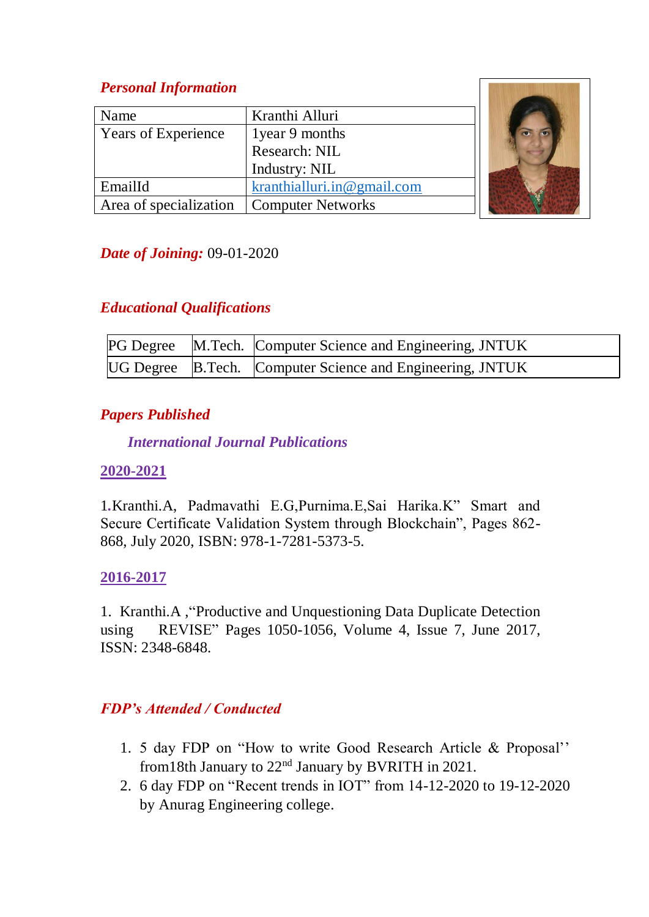## *Personal Information*

| Name | Kranthi Alluri |
|---|---|
| Years of Experience | 1year 9 months<br>Research: NIL<br>Industry: NIL |
| EmailId | kranthialluri.in@gmail.com |
| Area of specialization | Computer Networks |

***Date of Joining:*** 09-01-2020

## *Educational Qualifications*

| PG Degree | M.Tech. | Computer Science and Engineering, JNTUK |
|---|---|---|
| UG Degree | B.Tech. | Computer Science and Engineering, JNTUK |

## *Papers Published*

### *International Journal Publications*

**2020-2021**

1.Kranthi.A, Padmavathi E.G,Purnima.E,Sai Harika.K" Smart and Secure Certificate Validation System through Blockchain", Pages 862-868, July 2020, ISBN: 978-1-7281-5373-5.

**2016-2017**

1. Kranthi.A ,"Productive and Unquestioning Data Duplicate Detection using REVISE" Pages 1050-1056, Volume 4, Issue 7, June 2017, ISSN: 2348-6848.

## *FDP's Attended / Conducted*

1. 5 day FDP on "How to write Good Research Article & Proposal'' from18th January to 22nd January by BVRITH in 2021.
2. 6 day FDP on "Recent trends in IOT" from 14-12-2020 to 19-12-2020 by Anurag Engineering college.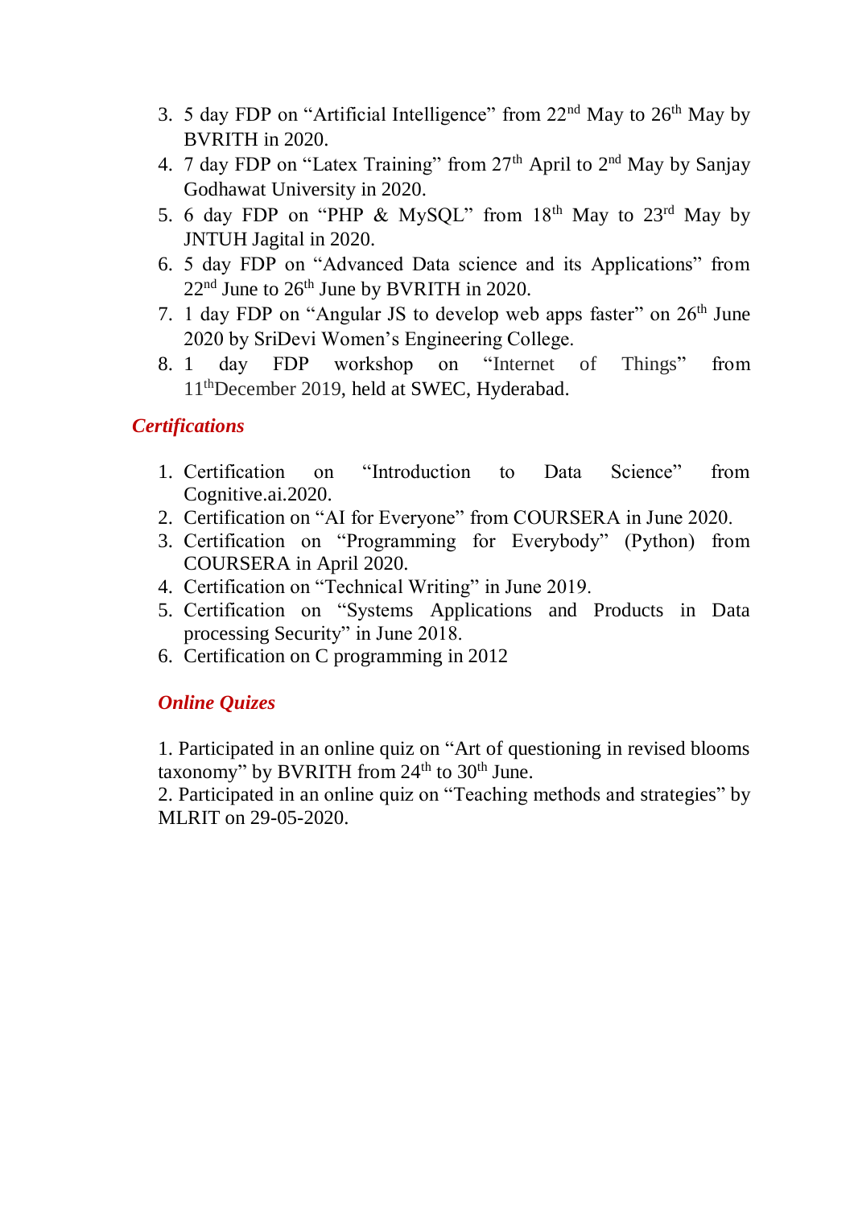3. 5 day FDP on “Artificial Intelligence” from 22nd May to 26th May by BVRITH in 2020.
4. 7 day FDP on “Latex Training” from 27th April to 2nd May by Sanjay Godhawat University in 2020.
5. 6 day FDP on “PHP & MySQL” from 18th May to 23rd May by JNTUH Jagital in 2020.
6. 5 day FDP on “Advanced Data science and its Applications” from 22nd June to 26th June by BVRITH in 2020.
7. 1 day FDP on “Angular JS to develop web apps faster” on 26th June 2020 by SriDevi Women’s Engineering College.
8. 1 day FDP workshop on “Internet of Things” from 11thDecember 2019, held at SWEC, Hyderabad.

### *Certifications*

1. Certification on “Introduction to Data Science” from Cognitive.ai.2020.
2. Certification on “AI for Everyone” from COURSERA in June 2020.
3. Certification on “Programming for Everybody” (Python) from COURSERA in April 2020.
4. Certification on “Technical Writing” in June 2019.
5. Certification on “Systems Applications and Products in Data processing Security” in June 2018.
6. Certification on C programming in 2012

### *Online Quizes*

1. Participated in an online quiz on “Art of questioning in revised blooms taxonomy” by BVRITH from 24th to 30th June.
2. Participated in an online quiz on “Teaching methods and strategies” by MLRIT on 29-05-2020.